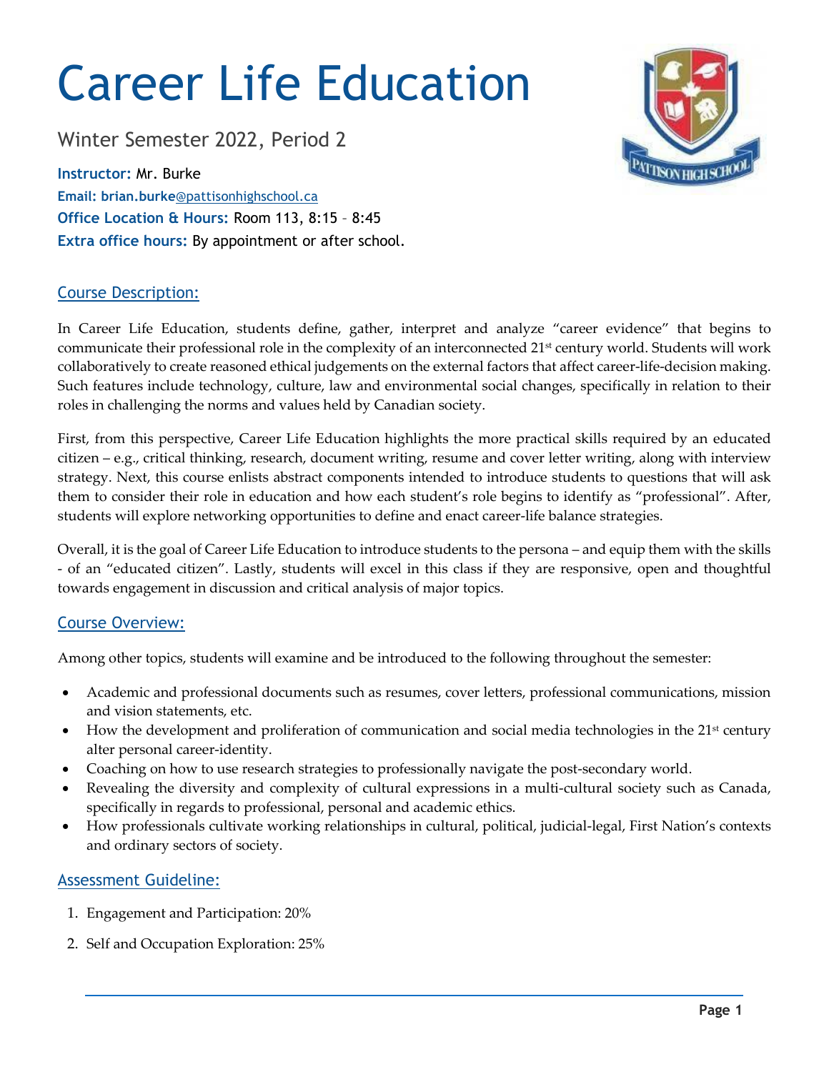# Career Life Education

Winter Semester 2022, Period 2

**Instructor:** Mr. Burke
**Email: brian.burke**@pattisonhighschool.ca
**Office Location & Hours:** Room 113, 8:15 – 8:45
**Extra office hours:** By appointment or after school.

## Course Description:

In Career Life Education, students define, gather, interpret and analyze "career evidence" that begins to communicate their professional role in the complexity of an interconnected 21st century world. Students will work collaboratively to create reasoned ethical judgements on the external factors that affect career-life-decision making. Such features include technology, culture, law and environmental social changes, specifically in relation to their roles in challenging the norms and values held by Canadian society.

First, from this perspective, Career Life Education highlights the more practical skills required by an educated citizen – e.g., critical thinking, research, document writing, resume and cover letter writing, along with interview strategy. Next, this course enlists abstract components intended to introduce students to questions that will ask them to consider their role in education and how each student's role begins to identify as "professional". After, students will explore networking opportunities to define and enact career-life balance strategies.

Overall, it is the goal of Career Life Education to introduce students to the persona – and equip them with the skills - of an "educated citizen". Lastly, students will excel in this class if they are responsive, open and thoughtful towards engagement in discussion and critical analysis of major topics.

## Course Overview:

Among other topics, students will examine and be introduced to the following throughout the semester:

- Academic and professional documents such as resumes, cover letters, professional communications, mission and vision statements, etc.
- How the development and proliferation of communication and social media technologies in the 21st century alter personal career-identity.
- Coaching on how to use research strategies to professionally navigate the post-secondary world.
- Revealing the diversity and complexity of cultural expressions in a multi-cultural society such as Canada, specifically in regards to professional, personal and academic ethics.
- How professionals cultivate working relationships in cultural, political, judicial-legal, First Nation's contexts and ordinary sectors of society.

## Assessment Guideline:

1. Engagement and Participation: 20%
2. Self and Occupation Exploration: 25%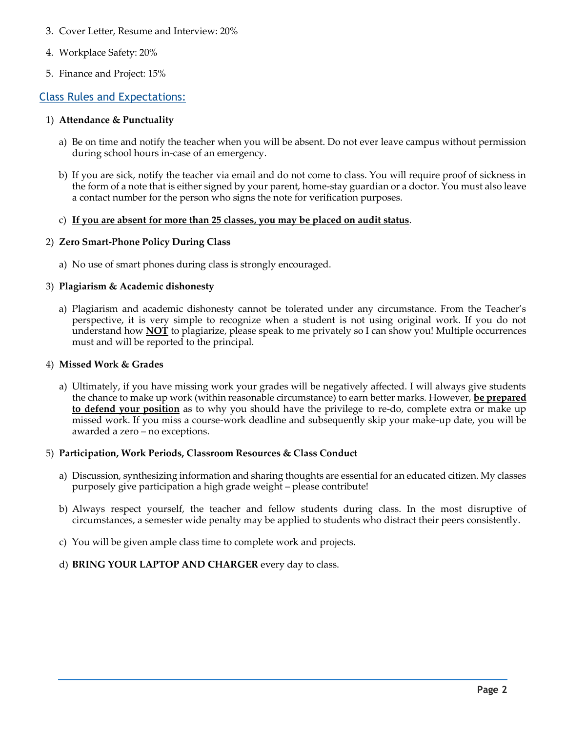3. Cover Letter, Resume and Interview: 20%
4. Workplace Safety: 20%
5. Finance and Project: 15%

## Class Rules and Expectations:

1) **Attendance & Punctuality**

   a) Be on time and notify the teacher when you will be absent. Do not ever leave campus without permission during school hours in-case of an emergency.

   b) If you are sick, notify the teacher via email and do not come to class. You will require proof of sickness in the form of a note that is either signed by your parent, home-stay guardian or a doctor. You must also leave a contact number for the person who signs the note for verification purposes.

   c) **<u>If you are absent for more than 25 classes, you may be placed on audit status</u>**.

2) **Zero Smart-Phone Policy During Class**

   a) No use of smart phones during class is strongly encouraged.

3) **Plagiarism & Academic dishonesty**

   a) Plagiarism and academic dishonesty cannot be tolerated under any circumstance. From the Teacher's perspective, it is very simple to recognize when a student is not using original work. If you do not understand how **<u>NOT</u>** to plagiarize, please speak to me privately so I can show you! Multiple occurrences must and will be reported to the principal.

4) **Missed Work & Grades**

   a) Ultimately, if you have missing work your grades will be negatively affected. I will always give students the chance to make up work (within reasonable circumstance) to earn better marks. However, **<u>be prepared to defend your position</u>** as to why you should have the privilege to re-do, complete extra or make up missed work. If you miss a course-work deadline and subsequently skip your make-up date, you will be awarded a zero – no exceptions.

5) **Participation, Work Periods, Classroom Resources & Class Conduct**

   a) Discussion, synthesizing information and sharing thoughts are essential for an educated citizen. My classes purposely give participation a high grade weight – please contribute!

   b) Always respect yourself, the teacher and fellow students during class. In the most disruptive of circumstances, a semester wide penalty may be applied to students who distract their peers consistently.

   c) You will be given ample class time to complete work and projects.

   d) **BRING YOUR LAPTOP AND CHARGER** every day to class.